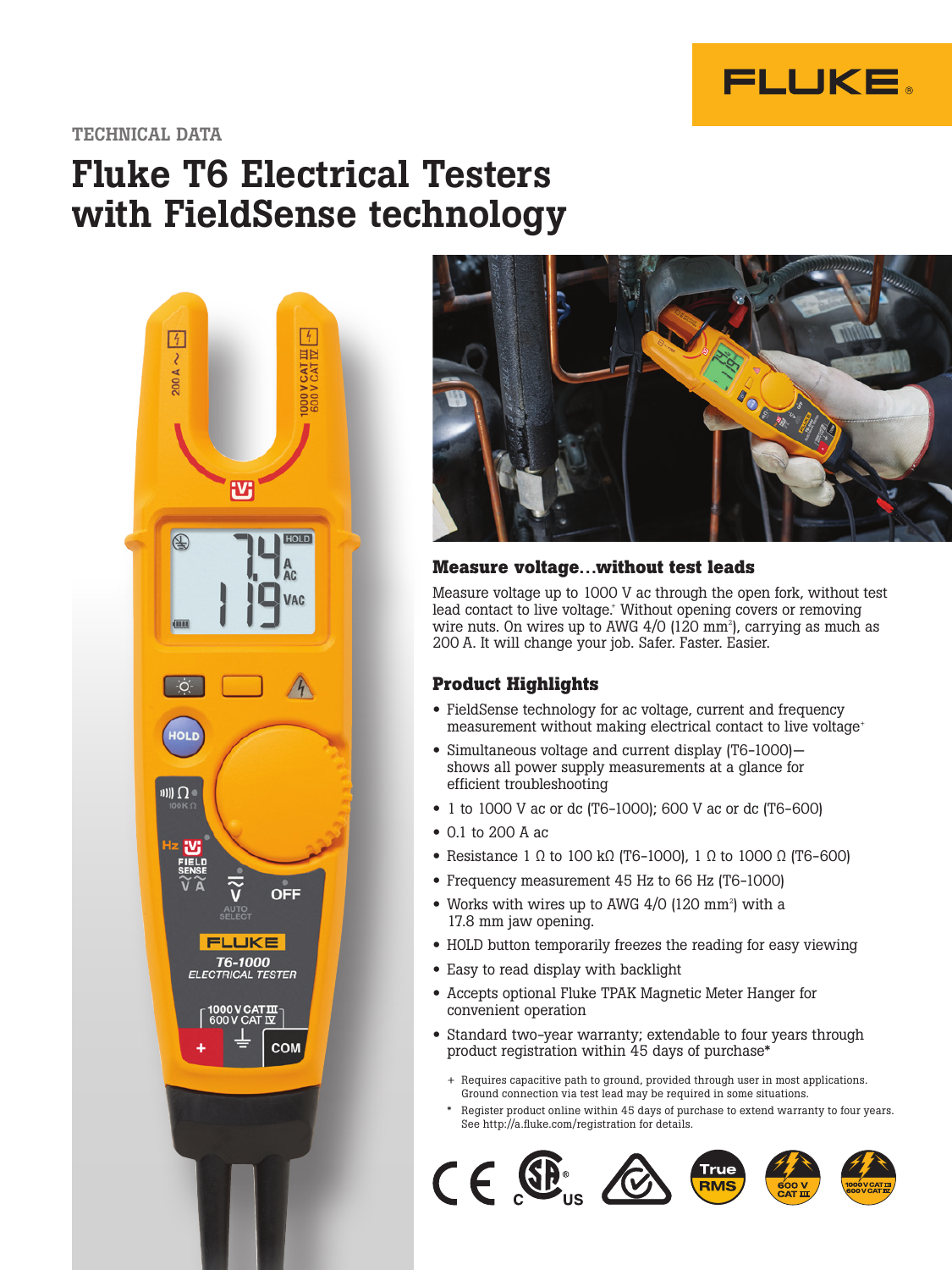TECHNICAL DATA

# Fluke T6 Electrical Testers with FieldSense technology

## Measure voltage…without test leads

Measure voltage up to 1000 V ac through the open fork, without test lead contact to live voltage.+ Without opening covers or removing wire nuts. On wires up to AWG 4/0 (120 mm²), carrying as much as 200 A. It will change your job. Safer. Faster. Easier.

## Product Highlights

- FieldSense technology for ac voltage, current and frequency measurement without making electrical contact to live voltage+
- Simultaneous voltage and current display (T6-1000)—shows all power supply measurements at a glance for efficient troubleshooting
- 1 to 1000 V ac or dc (T6-1000); 600 V ac or dc (T6-600)
- 0.1 to 200 A ac
- Resistance 1 Ω to 100 kΩ (T6-1000), 1 Ω to 1000 Ω (T6-600)
- Frequency measurement 45 Hz to 66 Hz (T6-1000)
- Works with wires up to AWG 4/0 (120 mm²) with a 17.8 mm jaw opening.
- HOLD button temporarily freezes the reading for easy viewing
- Easy to read display with backlight
- Accepts optional Fluke TPAK Magnetic Meter Hanger for convenient operation
- Standard two-year warranty; extendable to four years through product registration within 45 days of purchase*

+ Requires capacitive path to ground, provided through user in most applications. Ground connection via test lead may be required in some situations.

* Register product online within 45 days of purchase to extend warranty to four years. See http://a.fluke.com/registration for details.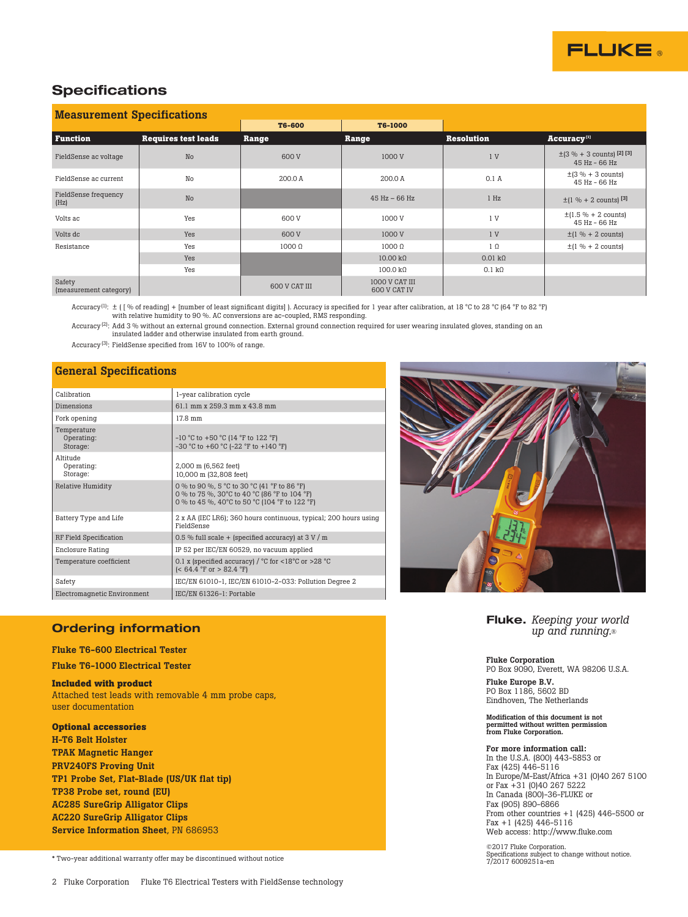# Specifications

## Measurement Specifications

| | | T6-600 | T6-1000 | | |
|---|---|---|---|---|---|
| **Function** | **Requires test leads** | **Range** | **Range** | **Resolution** | **Accuracy**[1] |
| FieldSense ac voltage | No | 600 V | 1000 V | 1 V | ±(3 % + 3 counts) [2] [3] 45 Hz - 66 Hz |
| FieldSense ac current | No | 200.0 A | 200.0 A | 0.1 A | ±(3 % + 3 counts) 45 Hz - 66 Hz |
| FieldSense frequency (Hz) | No | | 45 Hz – 66 Hz | 1 Hz | ±(1 % + 2 counts) [3] |
| Volts ac | Yes | 600 V | 1000 V | 1 V | ±(1.5 % + 2 counts) 45 Hz - 66 Hz |
| Volts dc | Yes | 600 V | 1000 V | 1 V | ±(1 % + 2 counts) |
| Resistance | Yes | 1000 Ω | 1000 Ω | 1 Ω | ±(1 % + 2 counts) |
| | Yes | | 10.00 kΩ | 0.01 kΩ | |
| | Yes | | 100.0 kΩ | 0.1 kΩ | |
| Safety (measurement category) | | 600 V CAT III | 1000 V CAT III 600 V CAT IV | | |

Accuracy [1]: ± ( [ % of reading] + [number of least significant digits] ). Accuracy is specified for 1 year after calibration, at 18 °C to 28 °C (64 °F to 82 °F) with relative humidity to 90 %. AC conversions are ac-coupled, RMS responding.

Accuracy [2]: Add 3 % without an external ground connection. External ground connection required for user wearing insulated gloves, standing on an insulated ladder and otherwise insulated from earth ground.

Accuracy [3]: FieldSense specified from 16V to 100% of range.

## General Specifications

| | |
|---|---|
| Calibration | 1-year calibration cycle |
| Dimensions | 61.1 mm x 259.3 mm x 43.8 mm |
| Fork opening | 17.8 mm |
| Temperature<br>Operating:<br>Storage: | <br>-10 °C to +50 °C (14 °F to 122 °F)<br>-30 °C to +60 °C (-22 °F to +140 °F) |
| Altitude<br>Operating:<br>Storage: | <br>2,000 m (6,562 feet)<br>10,000 m (32,808 feet) |
| Relative Humidity | 0 % to 90 %, 5 °C to 30 °C (41 °F to 86 °F)<br>0 % to 75 %, 30°C to 40 °C (86 °F to 104 °F)<br>0 % to 45 %, 40°C to 50 °C (104 °F to 122 °F) |
| Battery Type and Life | 2 x AA (IEC LR6); 360 hours continuous, typical; 200 hours using FieldSense |
| RF Field Specification | 0.5 % full scale + (specified accuracy) at 3 V / m |
| Enclosure Rating | IP 52 per IEC/EN 60529, no vacuum applied |
| Temperature coefficient | 0.1 x (specified accuracy) / °C for <18°C or >28 °C (< 64.4 °F or > 82.4 °F) |
| Safety | IEC/EN 61010-1, IEC/EN 61010-2-033: Pollution Degree 2 |
| Electromagnetic Environment | IEC/EN 61326-1: Portable |

## Ordering information

**Fluke T6-600 Electrical Tester**

**Fluke T6-1000 Electrical Tester**

**Included with product**
Attached test leads with removable 4 mm probe caps, user documentation

**Optional accessories**
**H-T6 Belt Holster**
**TPAK Magnetic Hanger**
**PRV240FS Proving Unit**
**TP1 Probe Set, Flat-Blade (US/UK flat tip)**
**TP38 Probe set, round (EU)**
**AC285 SureGrip Alligator Clips**
**AC220 SureGrip Alligator Clips**
**Service Information Sheet**, PN 686953

* Two-year additional warranty offer may be discontinued without notice

**Fluke.** *Keeping your world up and running.*®

**Fluke Corporation**
PO Box 9090, Everett, WA 98206 U.S.A.

**Fluke Europe B.V.**
PO Box 1186, 5602 BD
Eindhoven, The Netherlands

**Modification of this document is not permitted without written permission from Fluke Corporation.**

**For more information call:**
In the U.S.A. (800) 443-5853 or
Fax (425) 446-5116
In Europe/M-East/Africa +31 (0)40 267 5100
or Fax +31 (0)40 267 5222
In Canada (800)-36-FLUKE or
Fax (905) 890-6866
From other countries +1 (425) 446-5500 or
Fax +1 (425) 446-5116
Web access: http://www.fluke.com

©2017 Fluke Corporation.
Specifications subject to change without notice.
7/2017 6009251a-en